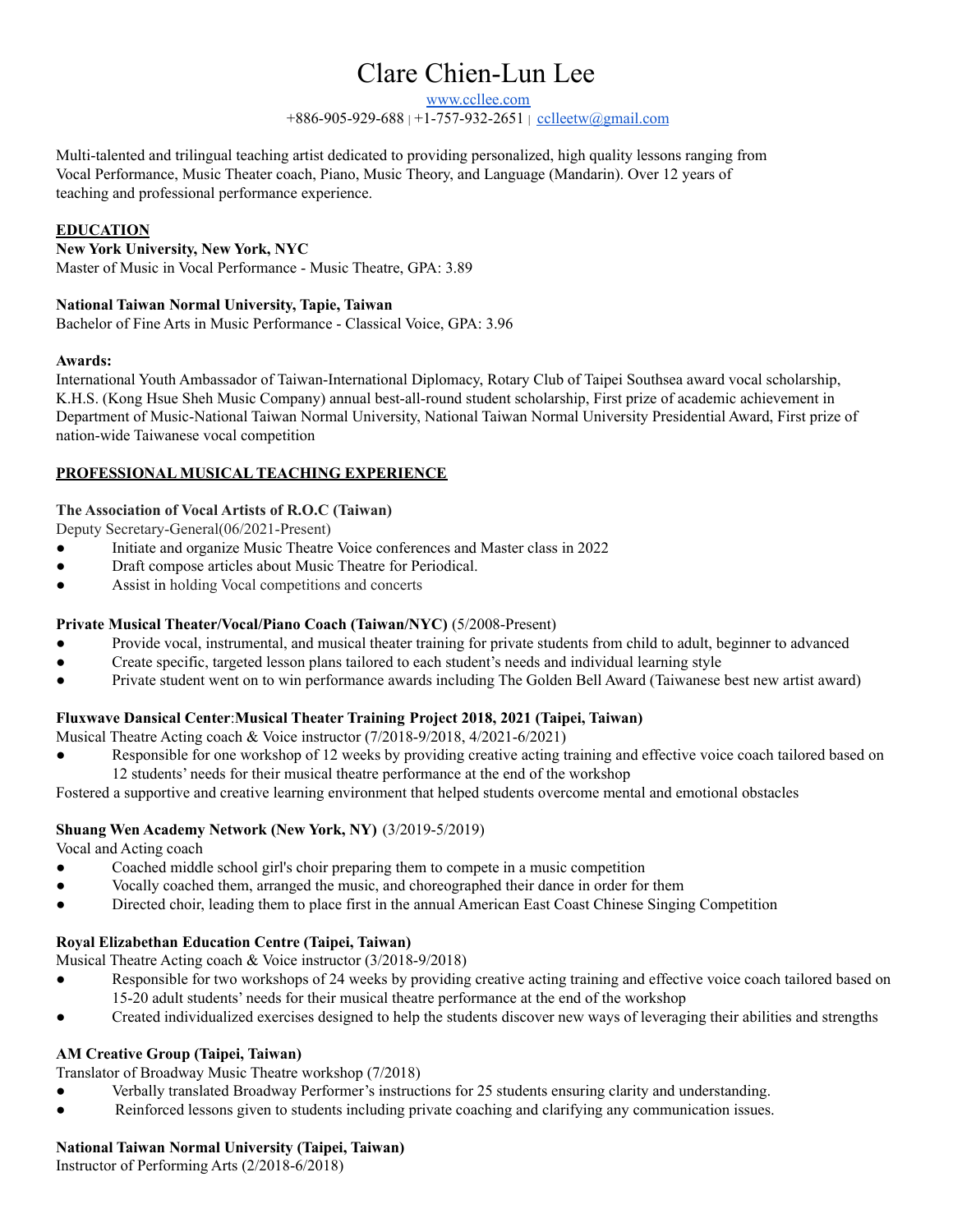# Clare Chien-Lun Lee

www.ccllee.com

+886-905-929-688 | +1-757-932-2651 | ccllеetw@gmail.com

Multi-talented and trilingual teaching artist dedicated to providing personalized, high quality lessons ranging from Vocal Performance, Music Theater coach, Piano, Music Theory, and Language (Mandarin). Over 12 years of teaching and professional performance experience.

## EDUCATION

**New York University, New York, NYC**
Master of Music in Vocal Performance - Music Theatre, GPA: 3.89

**National Taiwan Normal University, Tapie, Taiwan**
Bachelor of Fine Arts in Music Performance - Classical Voice, GPA: 3.96

**Awards:**
International Youth Ambassador of Taiwan-International Diplomacy, Rotary Club of Taipei Southsea award vocal scholarship, K.H.S. (Kong Hsue Sheh Music Company) annual best-all-round student scholarship, First prize of academic achievement in Department of Music-National Taiwan Normal University, National Taiwan Normal University Presidential Award, First prize of nation-wide Taiwanese vocal competition

## PROFESSIONAL MUSICAL TEACHING EXPERIENCE

**The Association of Vocal Artists of R.O.C (Taiwan)**
Deputy Secretary-General(06/2021-Present)

- Initiate and organize Music Theatre Voice conferences and Master class in 2022
- Draft compose articles about Music Theatre for Periodical.
- Assist in holding Vocal competitions and concerts

**Private Musical Theater/Vocal/Piano Coach (Taiwan/NYC)** (5/2008-Present)

- Provide vocal, instrumental, and musical theater training for private students from child to adult, beginner to advanced
- Create specific, targeted lesson plans tailored to each student's needs and individual learning style
- Private student went on to win performance awards including The Golden Bell Award (Taiwanese best new artist award)

**Fluxwave Dansical Center**:**Musical Theater Training Project 2018, 2021 (Taipei, Taiwan)**
Musical Theatre Acting coach & Voice instructor (7/2018-9/2018, 4/2021-6/2021)

- Responsible for one workshop of 12 weeks by providing creative acting training and effective voice coach tailored based on 12 students' needs for their musical theatre performance at the end of the workshop

Fostered a supportive and creative learning environment that helped students overcome mental and emotional obstacles

**Shuang Wen Academy Network (New York, NY)** (3/2019-5/2019)
Vocal and Acting coach

- Coached middle school girl's choir preparing them to compete in a music competition
- Vocally coached them, arranged the music, and choreographed their dance in order for them
- Directed choir, leading them to place first in the annual American East Coast Chinese Singing Competition

**Royal Elizabethan Education Centre (Taipei, Taiwan)**
Musical Theatre Acting coach & Voice instructor (3/2018-9/2018)

- Responsible for two workshops of 24 weeks by providing creative acting training and effective voice coach tailored based on 15-20 adult students' needs for their musical theatre performance at the end of the workshop
- Created individualized exercises designed to help the students discover new ways of leveraging their abilities and strengths

**AM Creative Group (Taipei, Taiwan)**
Translator of Broadway Music Theatre workshop (7/2018)

- Verbally translated Broadway Performer's instructions for 25 students ensuring clarity and understanding.
- Reinforced lessons given to students including private coaching and clarifying any communication issues.

**National Taiwan Normal University (Taipei, Taiwan)**
Instructor of Performing Arts (2/2018-6/2018)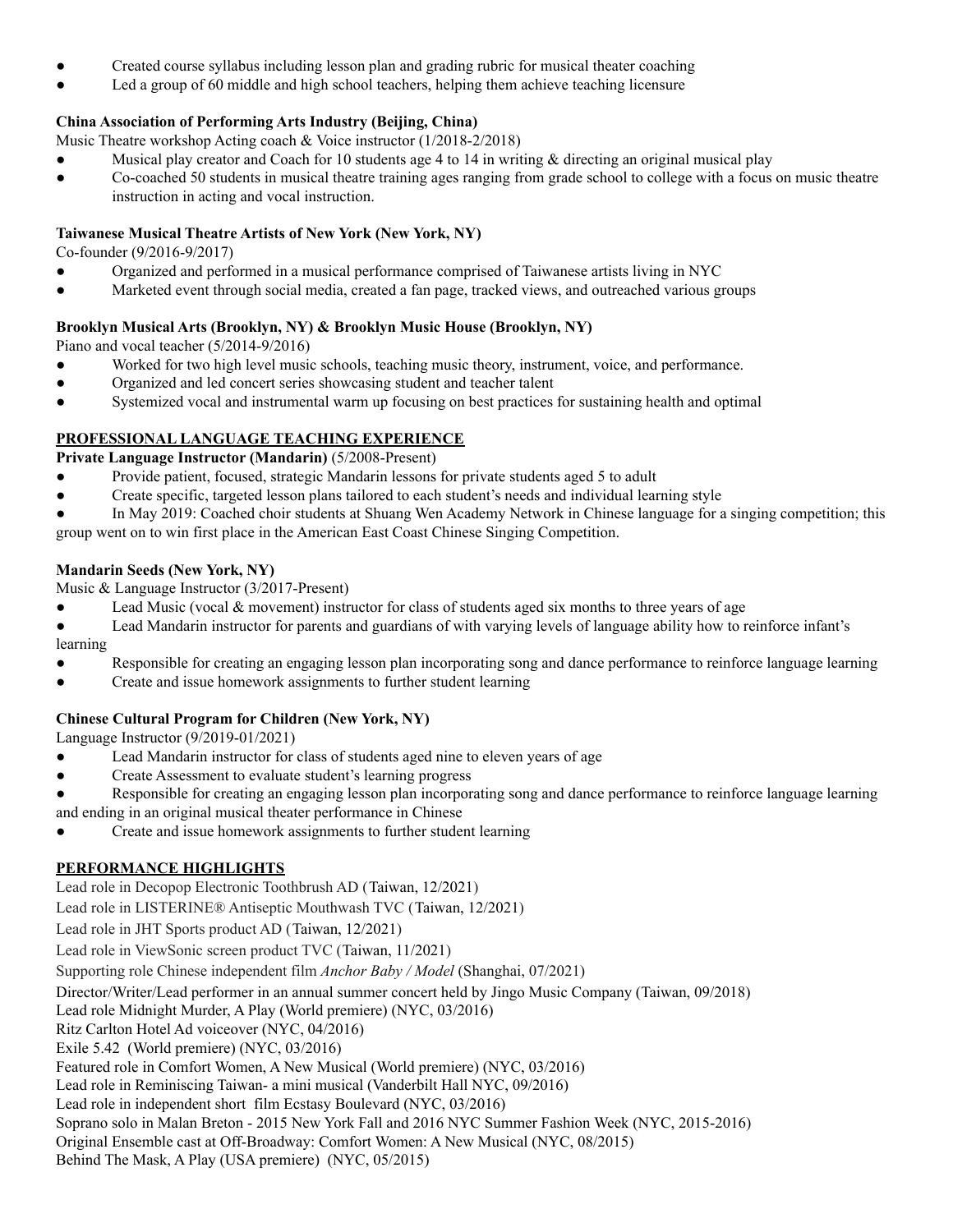- Created course syllabus including lesson plan and grading rubric for musical theater coaching
- Led a group of 60 middle and high school teachers, helping them achieve teaching licensure

**China Association of Performing Arts Industry (Beijing, China)**

Music Theatre workshop Acting coach & Voice instructor (1/2018-2/2018)

- Musical play creator and Coach for 10 students age 4 to 14 in writing & directing an original musical play
- Co-coached 50 students in musical theatre training ages ranging from grade school to college with a focus on music theatre instruction in acting and vocal instruction.

**Taiwanese Musical Theatre Artists of New York (New York, NY)**

Co-founder (9/2016-9/2017)

- Organized and performed in a musical performance comprised of Taiwanese artists living in NYC
- Marketed event through social media, created a fan page, tracked views, and outreached various groups

**Brooklyn Musical Arts (Brooklyn, NY) & Brooklyn Music House (Brooklyn, NY)**

Piano and vocal teacher (5/2014-9/2016)

- Worked for two high level music schools, teaching music theory, instrument, voice, and performance.
- Organized and led concert series showcasing student and teacher talent
- Systemized vocal and instrumental warm up focusing on best practices for sustaining health and optimal

## PROFESSIONAL LANGUAGE TEACHING EXPERIENCE

**Private Language Instructor (Mandarin)** (5/2008-Present)

- Provide patient, focused, strategic Mandarin lessons for private students aged 5 to adult
- Create specific, targeted lesson plans tailored to each student's needs and individual learning style
- In May 2019: Coached choir students at Shuang Wen Academy Network in Chinese language for a singing competition; this group went on to win first place in the American East Coast Chinese Singing Competition.

**Mandarin Seeds (New York, NY)**

Music & Language Instructor (3/2017-Present)

- Lead Music (vocal & movement) instructor for class of students aged six months to three years of age
- Lead Mandarin instructor for parents and guardians of with varying levels of language ability how to reinforce infant's learning
- Responsible for creating an engaging lesson plan incorporating song and dance performance to reinforce language learning
- Create and issue homework assignments to further student learning

**Chinese Cultural Program for Children (New York, NY)**

Language Instructor (9/2019-01/2021)

- Lead Mandarin instructor for class of students aged nine to eleven years of age
- Create Assessment to evaluate student's learning progress
- Responsible for creating an engaging lesson plan incorporating song and dance performance to reinforce language learning and ending in an original musical theater performance in Chinese
- Create and issue homework assignments to further student learning

## PERFORMANCE HIGHLIGHTS

Lead role in Decopop Electronic Toothbrush AD (Taiwan, 12/2021)

Lead role in LISTERINE® Antiseptic Mouthwash TVC (Taiwan, 12/2021)

Lead role in JHT Sports product AD (Taiwan, 12/2021)

Lead role in ViewSonic screen product TVC (Taiwan, 11/2021)

Supporting role Chinese independent film *Anchor Baby / Model* (Shanghai, 07/2021)

Director/Writer/Lead performer in an annual summer concert held by Jingo Music Company (Taiwan, 09/2018)

Lead role Midnight Murder, A Play (World premiere) (NYC, 03/2016)

Ritz Carlton Hotel Ad voiceover (NYC, 04/2016)

Exile 5.42 (World premiere) (NYC, 03/2016)

Featured role in Comfort Women, A New Musical (World premiere) (NYC, 03/2016)

Lead role in Reminiscing Taiwan- a mini musical (Vanderbilt Hall NYC, 09/2016)

Lead role in independent short film Ecstasy Boulevard (NYC, 03/2016)

Soprano solo in Malan Breton - 2015 New York Fall and 2016 NYC Summer Fashion Week (NYC, 2015-2016)

Original Ensemble cast at Off-Broadway: Comfort Women: A New Musical (NYC, 08/2015)

Behind The Mask, A Play (USA premiere) (NYC, 05/2015)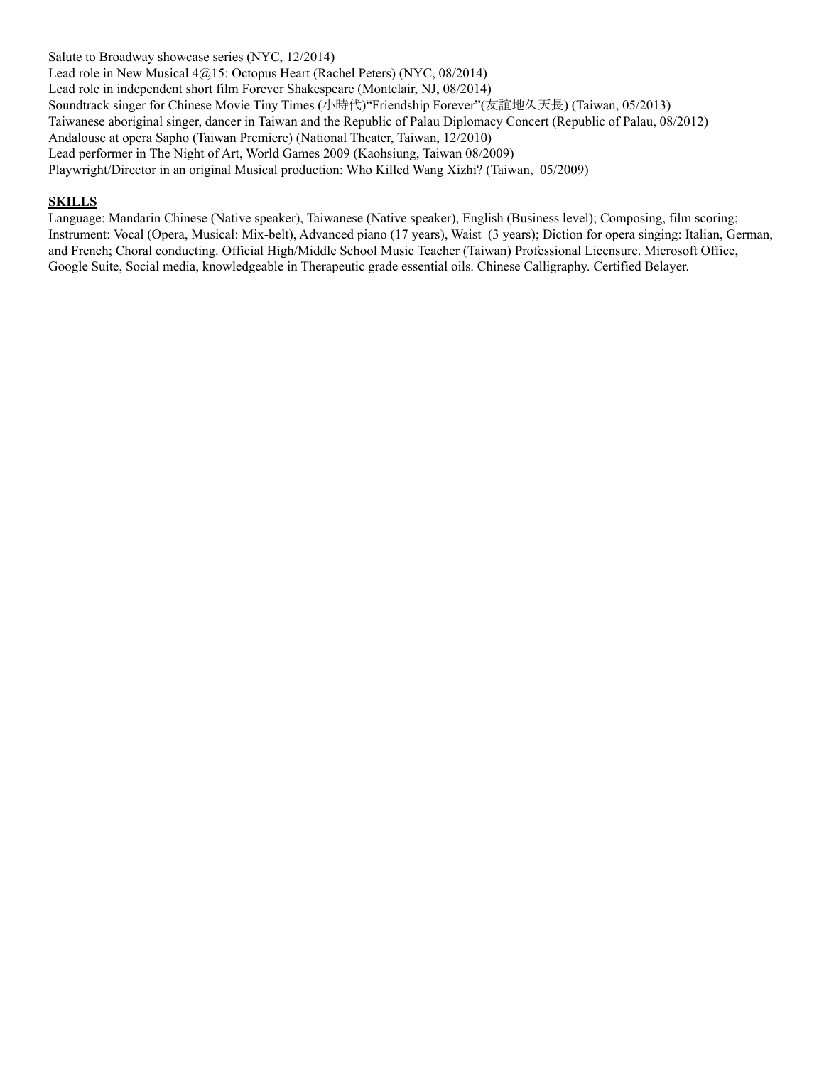Salute to Broadway showcase series (NYC, 12/2014)
Lead role in New Musical 4@15: Octopus Heart (Rachel Peters) (NYC, 08/2014)
Lead role in independent short film Forever Shakespeare (Montclair, NJ, 08/2014)
Soundtrack singer for Chinese Movie Tiny Times (小時代)"Friendship Forever"(友誼地久天長) (Taiwan, 05/2013)
Taiwanese aboriginal singer, dancer in Taiwan and the Republic of Palau Diplomacy Concert (Republic of Palau, 08/2012)
Andalouse at opera Sapho (Taiwan Premiere) (National Theater, Taiwan, 12/2010)
Lead performer in The Night of Art, World Games 2009 (Kaohsiung, Taiwan 08/2009)
Playwright/Director in an original Musical production: Who Killed Wang Xizhi? (Taiwan, 05/2009)

## SKILLS

Language: Mandarin Chinese (Native speaker), Taiwanese (Native speaker), English (Business level); Composing, film scoring; Instrument: Vocal (Opera, Musical: Mix-belt), Advanced piano (17 years), Waist (3 years); Diction for opera singing: Italian, German, and French; Choral conducting. Official High/Middle School Music Teacher (Taiwan) Professional Licensure. Microsoft Office, Google Suite, Social media, knowledgeable in Therapeutic grade essential oils. Chinese Calligraphy. Certified Belayer.